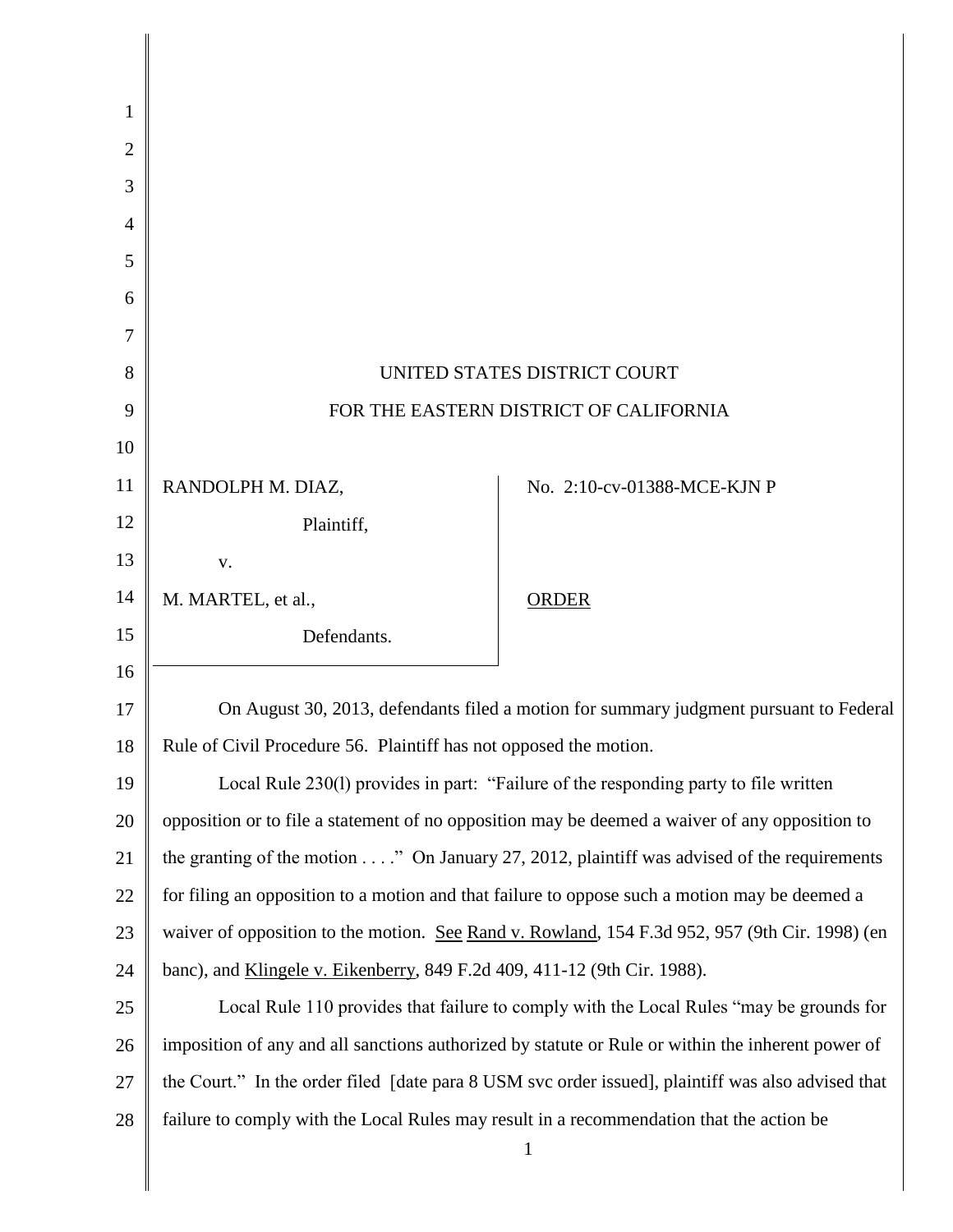UNITED STATES DISTRICT COURT

FOR THE EASTERN DISTRICT OF CALIFORNIA

| | |
|---|---|
| RANDOLPH M. DIAZ,<br>Plaintiff,<br>v.<br>M. MARTEL, et al.,<br>Defendants. | No. 2:10-cv-01388-MCE-KJN P<br><br><u>ORDER</u> |

On August 30, 2013, defendants filed a motion for summary judgment pursuant to Federal Rule of Civil Procedure 56. Plaintiff has not opposed the motion.

Local Rule 230(l) provides in part: "Failure of the responding party to file written opposition or to file a statement of no opposition may be deemed a waiver of any opposition to the granting of the motion . . . ." On January 27, 2012, plaintiff was advised of the requirements for filing an opposition to a motion and that failure to oppose such a motion may be deemed a waiver of opposition to the motion. See Rand v. Rowland, 154 F.3d 952, 957 (9th Cir. 1998) (en banc), and Klingele v. Eikenberry, 849 F.2d 409, 411-12 (9th Cir. 1988).

Local Rule 110 provides that failure to comply with the Local Rules "may be grounds for imposition of any and all sanctions authorized by statute or Rule or within the inherent power of the Court." In the order filed [date para 8 USM svc order issued], plaintiff was also advised that failure to comply with the Local Rules may result in a recommendation that the action be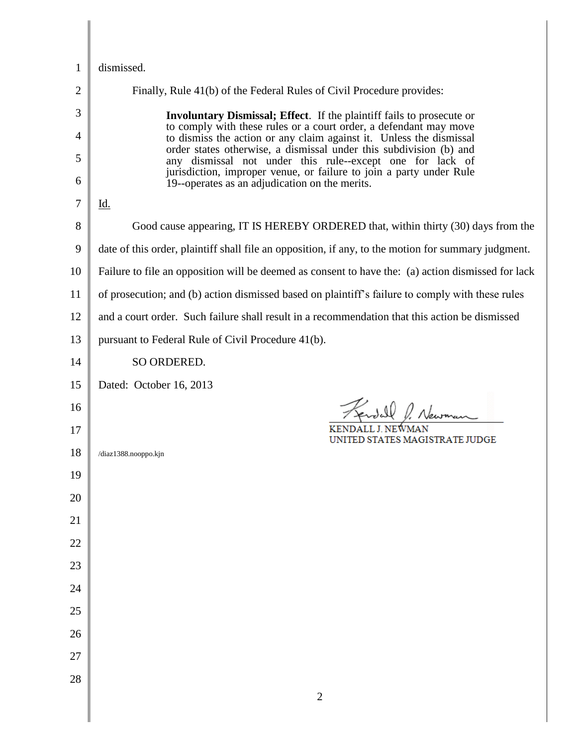dismissed.

Finally, Rule 41(b) of the Federal Rules of Civil Procedure provides:

> **Involuntary Dismissal; Effect**. If the plaintiff fails to prosecute or to comply with these rules or a court order, a defendant may move to dismiss the action or any claim against it. Unless the dismissal order states otherwise, a dismissal under this subdivision (b) and any dismissal not under this rule--except one for lack of jurisdiction, improper venue, or failure to join a party under Rule 19--operates as an adjudication on the merits.

Id.

Good cause appearing, IT IS HEREBY ORDERED that, within thirty (30) days from the date of this order, plaintiff shall file an opposition, if any, to the motion for summary judgment. Failure to file an opposition will be deemed as consent to have the: (a) action dismissed for lack of prosecution; and (b) action dismissed based on plaintiff's failure to comply with these rules and a court order. Such failure shall result in a recommendation that this action be dismissed pursuant to Federal Rule of Civil Procedure 41(b).

SO ORDERED.

Dated: October 16, 2013

KENDALL J. NEWMAN
UNITED STATES MAGISTRATE JUDGE

/diaz1388.nooppo.kjn